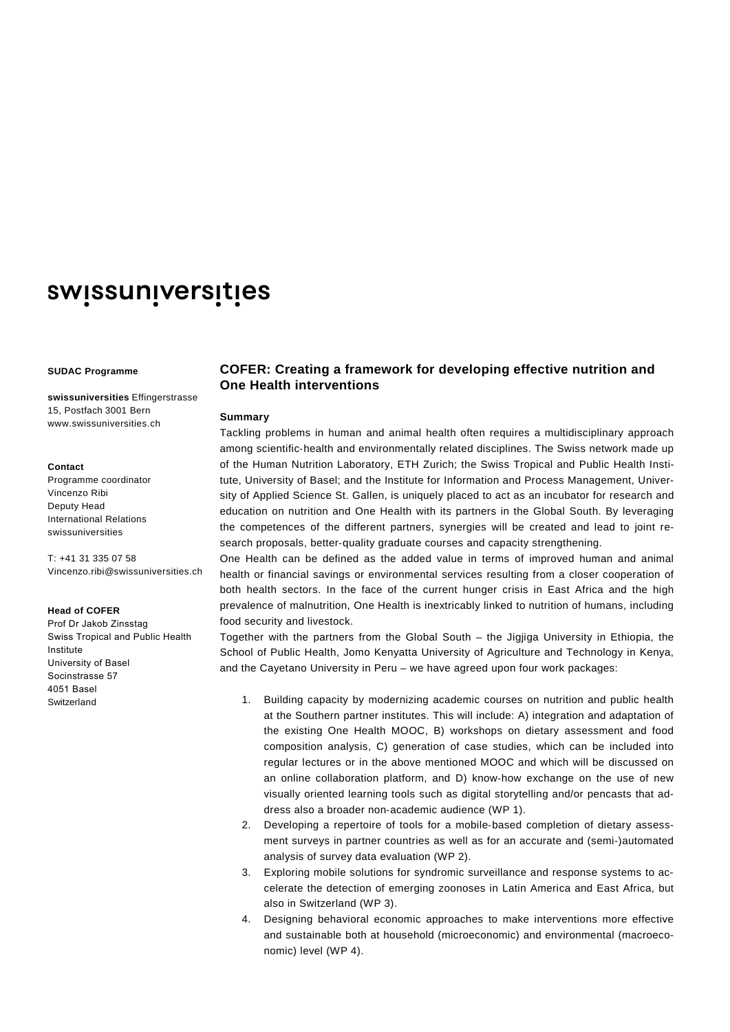swissuniversities

**SUDAC Programme**

**swissuniversities** Effingerstrasse 15, Postfach 3001 Bern
www.swissuniversities.ch

**Contact**
Programme coordinator
Vincenzo Ribi
Deputy Head
International Relations
swissuniversities

T: +41 31 335 07 58
Vincenzo.ribi@swissuniversities.ch

**Head of COFER**
Prof Dr Jakob Zinsstag
Swiss Tropical and Public Health Institute
University of Basel
Socinstrasse 57
4051 Basel
Switzerland

## COFER: Creating a framework for developing effective nutrition and One Health interventions

### Summary

Tackling problems in human and animal health often requires a multidisciplinary approach among scientific-health and environmentally related disciplines. The Swiss network made up of the Human Nutrition Laboratory, ETH Zurich; the Swiss Tropical and Public Health Institute, University of Basel; and the Institute for Information and Process Management, University of Applied Science St. Gallen, is uniquely placed to act as an incubator for research and education on nutrition and One Health with its partners in the Global South. By leveraging the competences of the different partners, synergies will be created and lead to joint research proposals, better-quality graduate courses and capacity strengthening.

One Health can be defined as the added value in terms of improved human and animal health or financial savings or environmental services resulting from a closer cooperation of both health sectors. In the face of the current hunger crisis in East Africa and the high prevalence of malnutrition, One Health is inextricably linked to nutrition of humans, including food security and livestock.

Together with the partners from the Global South – the Jigjiga University in Ethiopia, the School of Public Health, Jomo Kenyatta University of Agriculture and Technology in Kenya, and the Cayetano University in Peru – we have agreed upon four work packages:

1. Building capacity by modernizing academic courses on nutrition and public health at the Southern partner institutes. This will include: A) integration and adaptation of the existing One Health MOOC, B) workshops on dietary assessment and food composition analysis, C) generation of case studies, which can be included into regular lectures or in the above mentioned MOOC and which will be discussed on an online collaboration platform, and D) know-how exchange on the use of new visually oriented learning tools such as digital storytelling and/or pencasts that address also a broader non-academic audience (WP 1).
2. Developing a repertoire of tools for a mobile-based completion of dietary assessment surveys in partner countries as well as for an accurate and (semi-)automated analysis of survey data evaluation (WP 2).
3. Exploring mobile solutions for syndromic surveillance and response systems to accelerate the detection of emerging zoonoses in Latin America and East Africa, but also in Switzerland (WP 3).
4. Designing behavioral economic approaches to make interventions more effective and sustainable both at household (microeconomic) and environmental (macroeconomic) level (WP 4).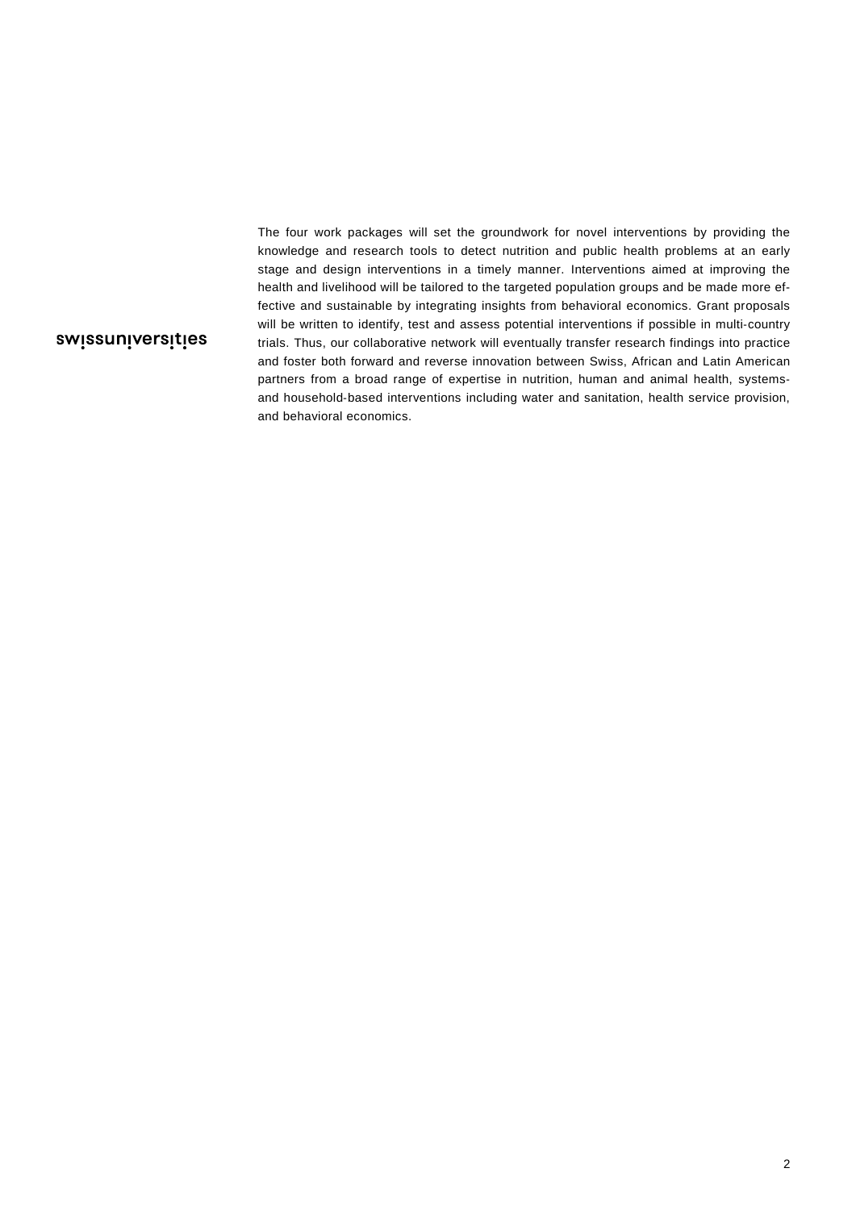The four work packages will set the groundwork for novel interventions by providing the knowledge and research tools to detect nutrition and public health problems at an early stage and design interventions in a timely manner. Interventions aimed at improving the health and livelihood will be tailored to the targeted population groups and be made more effective and sustainable by integrating insights from behavioral economics. Grant proposals will be written to identify, test and assess potential interventions if possible in multi-country trials. Thus, our collaborative network will eventually transfer research findings into practice and foster both forward and reverse innovation between Swiss, African and Latin American partners from a broad range of expertise in nutrition, human and animal health, systems- and household-based interventions including water and sanitation, health service provision, and behavioral economics.